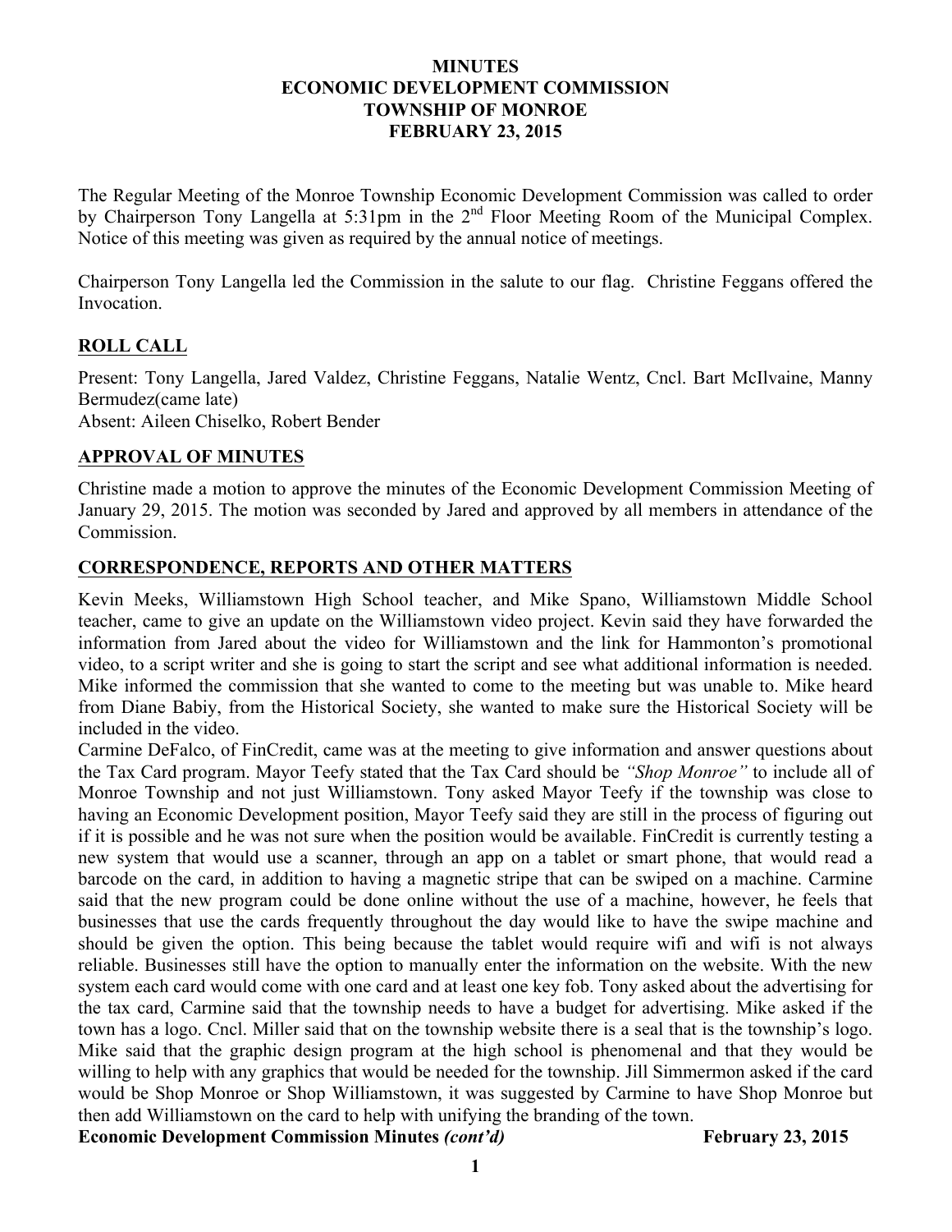# MINUTES
# ECONOMIC DEVELOPMENT COMMISSION
# TOWNSHIP OF MONROE
# FEBRUARY 23, 2015

The Regular Meeting of the Monroe Township Economic Development Commission was called to order by Chairperson Tony Langella at 5:31pm in the 2nd Floor Meeting Room of the Municipal Complex. Notice of this meeting was given as required by the annual notice of meetings.

Chairperson Tony Langella led the Commission in the salute to our flag. Christine Feggans offered the Invocation.

## ROLL CALL

Present: Tony Langella, Jared Valdez, Christine Feggans, Natalie Wentz, Cncl. Bart McIlvaine, Manny Bermudez(came late)
Absent: Aileen Chiselko, Robert Bender

## APPROVAL OF MINUTES

Christine made a motion to approve the minutes of the Economic Development Commission Meeting of January 29, 2015. The motion was seconded by Jared and approved by all members in attendance of the Commission.

## CORRESPONDENCE, REPORTS AND OTHER MATTERS

Kevin Meeks, Williamstown High School teacher, and Mike Spano, Williamstown Middle School teacher, came to give an update on the Williamstown video project. Kevin said they have forwarded the information from Jared about the video for Williamstown and the link for Hammonton's promotional video, to a script writer and she is going to start the script and see what additional information is needed. Mike informed the commission that she wanted to come to the meeting but was unable to. Mike heard from Diane Babiy, from the Historical Society, she wanted to make sure the Historical Society will be included in the video.

Carmine DeFalco, of FinCredit, came was at the meeting to give information and answer questions about the Tax Card program. Mayor Teefy stated that the Tax Card should be *"Shop Monroe"* to include all of Monroe Township and not just Williamstown. Tony asked Mayor Teefy if the township was close to having an Economic Development position, Mayor Teefy said they are still in the process of figuring out if it is possible and he was not sure when the position would be available. FinCredit is currently testing a new system that would use a scanner, through an app on a tablet or smart phone, that would read a barcode on the card, in addition to having a magnetic stripe that can be swiped on a machine. Carmine said that the new program could be done online without the use of a machine, however, he feels that businesses that use the cards frequently throughout the day would like to have the swipe machine and should be given the option. This being because the tablet would require wifi and wifi is not always reliable. Businesses still have the option to manually enter the information on the website. With the new system each card would come with one card and at least one key fob. Tony asked about the advertising for the tax card, Carmine said that the township needs to have a budget for advertising. Mike asked if the town has a logo. Cncl. Miller said that on the township website there is a seal that is the township's logo. Mike said that the graphic design program at the high school is phenomenal and that they would be willing to help with any graphics that would be needed for the township. Jill Simmermon asked if the card would be Shop Monroe or Shop Williamstown, it was suggested by Carmine to have Shop Monroe but then add Williamstown on the card to help with unifying the branding of the town.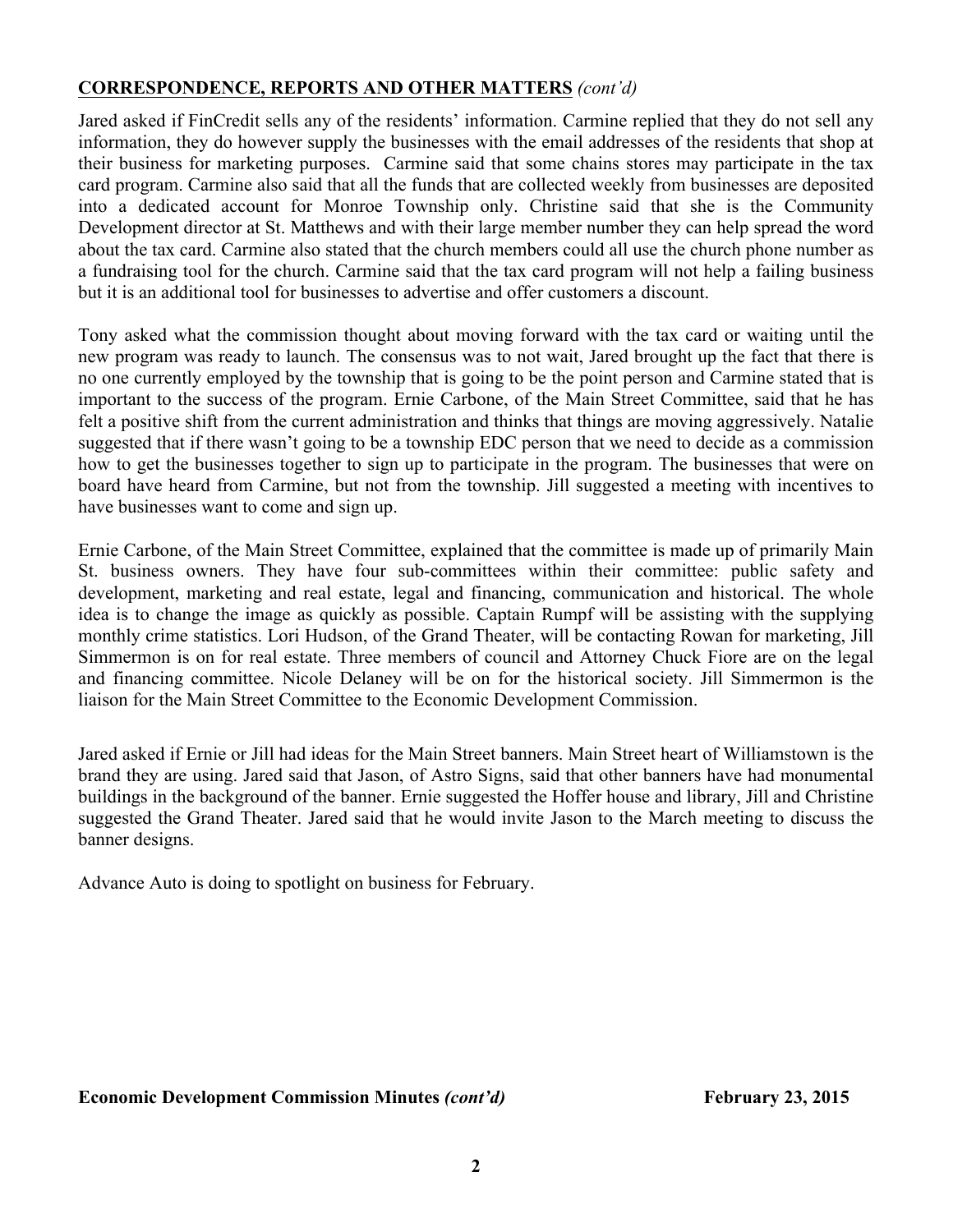**CORRESPONDENCE, REPORTS AND OTHER MATTERS** *(cont'd)*

Jared asked if FinCredit sells any of the residents' information. Carmine replied that they do not sell any information, they do however supply the businesses with the email addresses of the residents that shop at their business for marketing purposes. Carmine said that some chains stores may participate in the tax card program. Carmine also said that all the funds that are collected weekly from businesses are deposited into a dedicated account for Monroe Township only. Christine said that she is the Community Development director at St. Matthews and with their large member number they can help spread the word about the tax card. Carmine also stated that the church members could all use the church phone number as a fundraising tool for the church. Carmine said that the tax card program will not help a failing business but it is an additional tool for businesses to advertise and offer customers a discount.

Tony asked what the commission thought about moving forward with the tax card or waiting until the new program was ready to launch. The consensus was to not wait, Jared brought up the fact that there is no one currently employed by the township that is going to be the point person and Carmine stated that is important to the success of the program. Ernie Carbone, of the Main Street Committee, said that he has felt a positive shift from the current administration and thinks that things are moving aggressively. Natalie suggested that if there wasn't going to be a township EDC person that we need to decide as a commission how to get the businesses together to sign up to participate in the program. The businesses that were on board have heard from Carmine, but not from the township. Jill suggested a meeting with incentives to have businesses want to come and sign up.

Ernie Carbone, of the Main Street Committee, explained that the committee is made up of primarily Main St. business owners. They have four sub-committees within their committee: public safety and development, marketing and real estate, legal and financing, communication and historical. The whole idea is to change the image as quickly as possible. Captain Rumpf will be assisting with the supplying monthly crime statistics. Lori Hudson, of the Grand Theater, will be contacting Rowan for marketing, Jill Simmermon is on for real estate. Three members of council and Attorney Chuck Fiore are on the legal and financing committee. Nicole Delaney will be on for the historical society. Jill Simmermon is the liaison for the Main Street Committee to the Economic Development Commission.

Jared asked if Ernie or Jill had ideas for the Main Street banners. Main Street heart of Williamstown is the brand they are using. Jared said that Jason, of Astro Signs, said that other banners have had monumental buildings in the background of the banner. Ernie suggested the Hoffer house and library, Jill and Christine suggested the Grand Theater. Jared said that he would invite Jason to the March meeting to discuss the banner designs.

Advance Auto is doing to spotlight on business for February.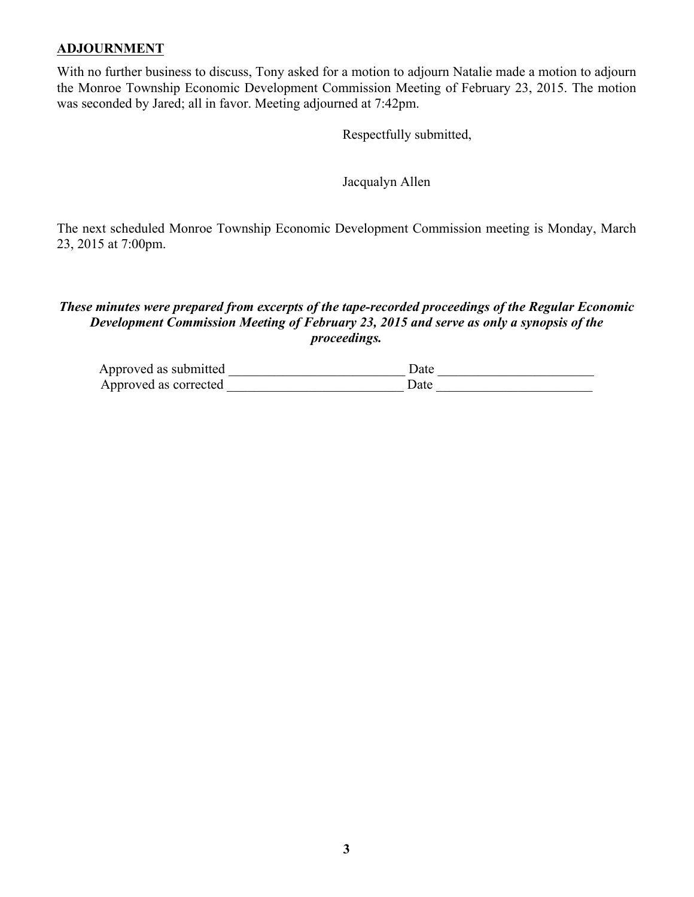**ADJOURNMENT**

With no further business to discuss, Tony asked for a motion to adjourn Natalie made a motion to adjourn the Monroe Township Economic Development Commission Meeting of February 23, 2015. The motion was seconded by Jared; all in favor. Meeting adjourned at 7:42pm.

Respectfully submitted,

Jacqualyn Allen

The next scheduled Monroe Township Economic Development Commission meeting is Monday, March 23, 2015 at 7:00pm.

***These minutes were prepared from excerpts of the tape-recorded proceedings of the Regular Economic Development Commission Meeting of February 23, 2015 and serve as only a synopsis of the proceedings.***

Approved as submitted __________________________ Date _______________________
Approved as corrected __________________________ Date _______________________